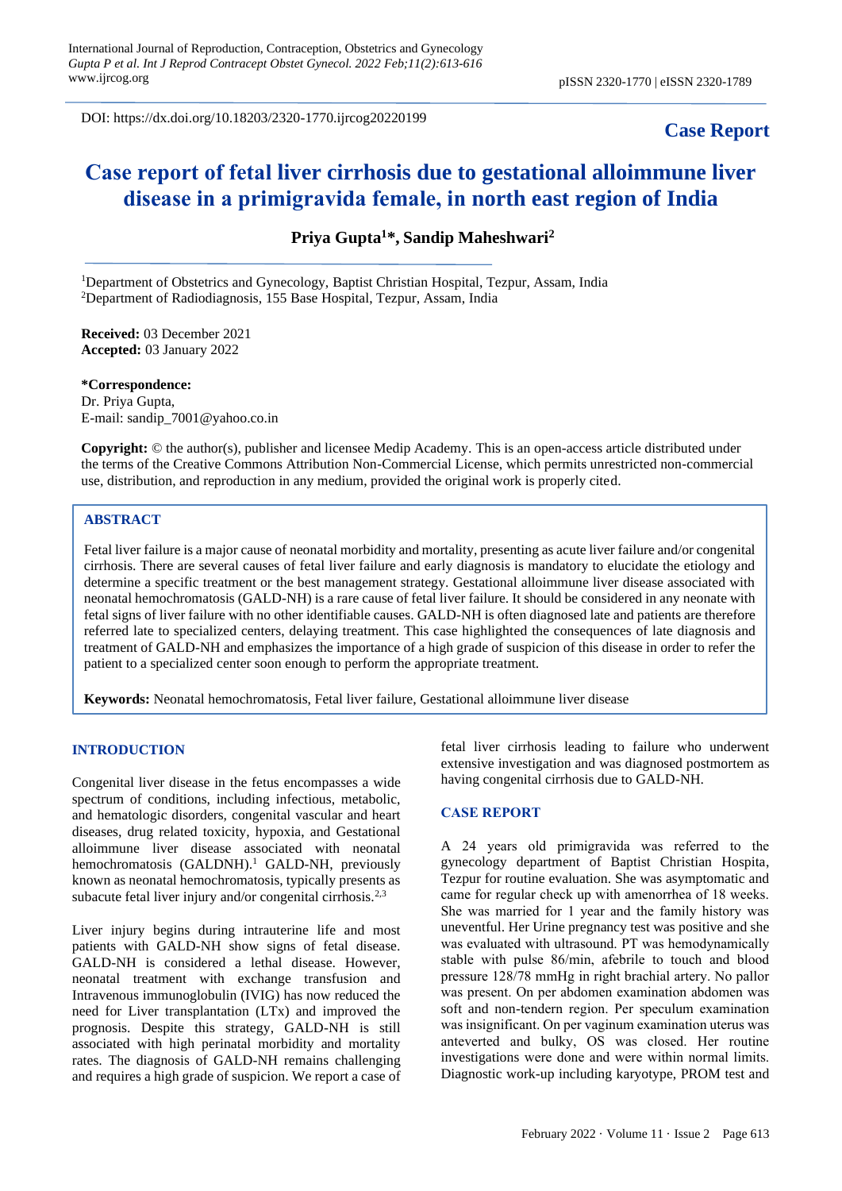DOI: https://dx.doi.org/10.18203/2320-1770.ijrcog20220199

**Case Report**

# Case report of fetal liver cirrhosis due to gestational alloimmune liver disease in a primigravida female, in north east region of India

**Priya Gupta[1]*, Sandip Maheshwari[2]**

[1]Department of Obstetrics and Gynecology, Baptist Christian Hospital, Tezpur, Assam, India
[2]Department of Radiodiagnosis, 155 Base Hospital, Tezpur, Assam, India

**Received:** 03 December 2021
**Accepted:** 03 January 2022

**\*Correspondence:**
Dr. Priya Gupta,
E-mail: sandip_7001@yahoo.co.in

**Copyright:** © the author(s), publisher and licensee Medip Academy. This is an open-access article distributed under the terms of the Creative Commons Attribution Non-Commercial License, which permits unrestricted non-commercial use, distribution, and reproduction in any medium, provided the original work is properly cited.

## ABSTRACT

Fetal liver failure is a major cause of neonatal morbidity and mortality, presenting as acute liver failure and/or congenital cirrhosis. There are several causes of fetal liver failure and early diagnosis is mandatory to elucidate the etiology and determine a specific treatment or the best management strategy. Gestational alloimmune liver disease associated with neonatal hemochromatosis (GALD-NH) is a rare cause of fetal liver failure. It should be considered in any neonate with fetal signs of liver failure with no other identifiable causes. GALD-NH is often diagnosed late and patients are therefore referred late to specialized centers, delaying treatment. This case highlighted the consequences of late diagnosis and treatment of GALD-NH and emphasizes the importance of a high grade of suspicion of this disease in order to refer the patient to a specialized center soon enough to perform the appropriate treatment.

**Keywords:** Neonatal hemochromatosis, Fetal liver failure, Gestational alloimmune liver disease

## INTRODUCTION

Congenital liver disease in the fetus encompasses a wide spectrum of conditions, including infectious, metabolic, and hematologic disorders, congenital vascular and heart diseases, drug related toxicity, hypoxia, and Gestational alloimmune liver disease associated with neonatal hemochromatosis (GALDNH).[1] GALD-NH, previously known as neonatal hemochromatosis, typically presents as subacute fetal liver injury and/or congenital cirrhosis.[2,3]

Liver injury begins during intrauterine life and most patients with GALD-NH show signs of fetal disease. GALD-NH is considered a lethal disease. However, neonatal treatment with exchange transfusion and Intravenous immunoglobulin (IVIG) has now reduced the need for Liver transplantation (LTx) and improved the prognosis. Despite this strategy, GALD-NH is still associated with high perinatal morbidity and mortality rates. The diagnosis of GALD-NH remains challenging and requires a high grade of suspicion. We report a case of fetal liver cirrhosis leading to failure who underwent extensive investigation and was diagnosed postmortem as having congenital cirrhosis due to GALD-NH.

## CASE REPORT

A 24 years old primigravida was referred to the gynecology department of Baptist Christian Hospita, Tezpur for routine evaluation. She was asymptomatic and came for regular check up with amenorrhea of 18 weeks. She was married for 1 year and the family history was uneventful. Her Urine pregnancy test was positive and she was evaluated with ultrasound. PT was hemodynamically stable with pulse 86/min, afebrile to touch and blood pressure 128/78 mmHg in right brachial artery. No pallor was present. On per abdomen examination abdomen was soft and non-tendern region. Per speculum examination was insignificant. On per vaginum examination uterus was anteverted and bulky, OS was closed. Her routine investigations were done and were within normal limits. Diagnostic work-up including karyotype, PROM test and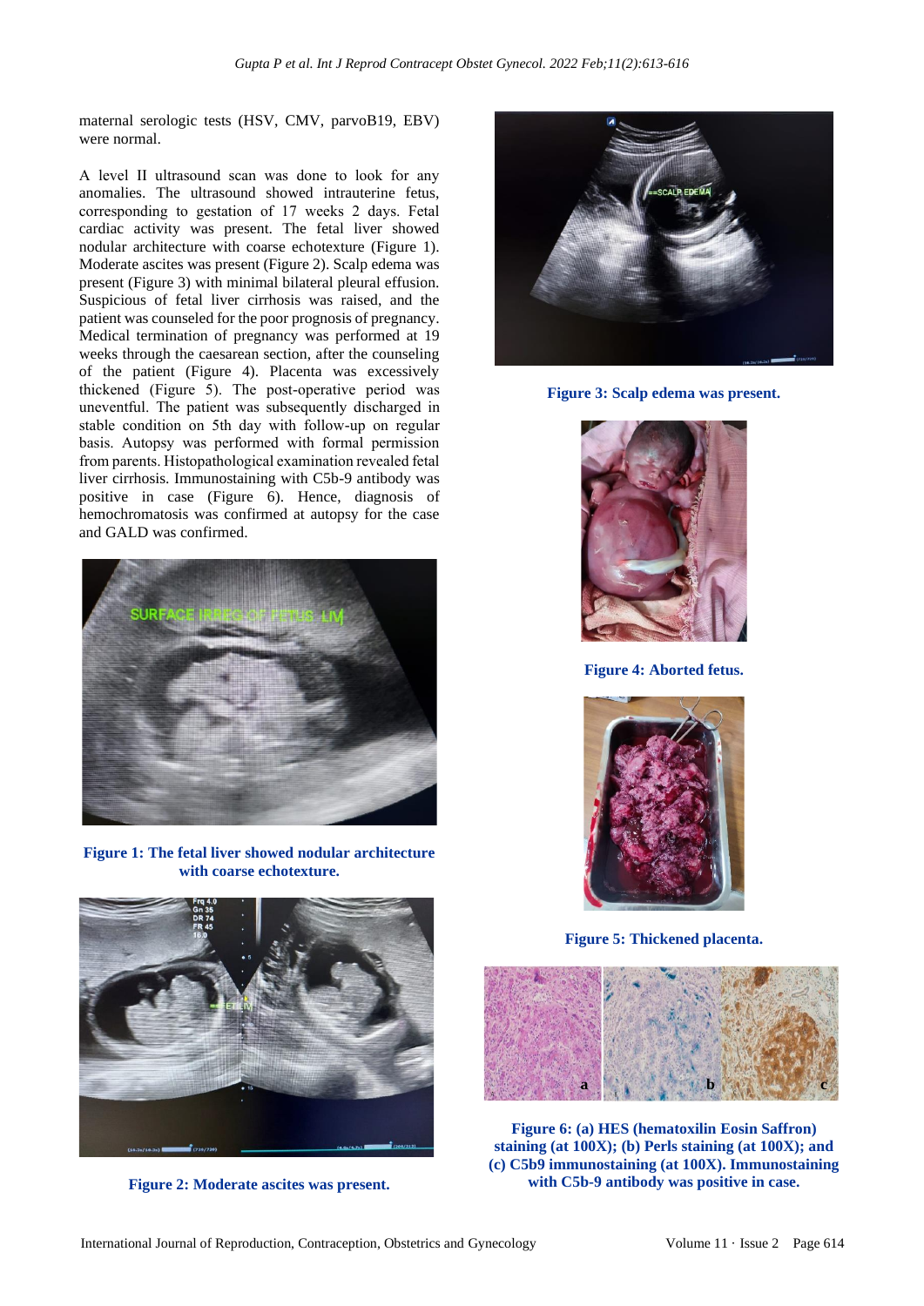maternal serologic tests (HSV, CMV, parvoB19, EBV) were normal.

A level II ultrasound scan was done to look for any anomalies. The ultrasound showed intrauterine fetus, corresponding to gestation of 17 weeks 2 days. Fetal cardiac activity was present. The fetal liver showed nodular architecture with coarse echotexture (Figure 1). Moderate ascites was present (Figure 2). Scalp edema was present (Figure 3) with minimal bilateral pleural effusion. Suspicious of fetal liver cirrhosis was raised, and the patient was counseled for the poor prognosis of pregnancy. Medical termination of pregnancy was performed at 19 weeks through the caesarean section, after the counseling of the patient (Figure 4). Placenta was excessively thickened (Figure 5). The post-operative period was uneventful. The patient was subsequently discharged in stable condition on 5th day with follow-up on regular basis. Autopsy was performed with formal permission from parents. Histopathological examination revealed fetal liver cirrhosis. Immunostaining with C5b-9 antibody was positive in case (Figure 6). Hence, diagnosis of hemochromatosis was confirmed at autopsy for the case and GALD was confirmed.

**Figure 1: The fetal liver showed nodular architecture with coarse echotexture.**

**Figure 2: Moderate ascites was present.**

**Figure 3: Scalp edema was present.**

**Figure 4: Aborted fetus.**

**Figure 5: Thickened placenta.**

**Figure 6: (a) HES (hematoxilin Eosin Saffron) staining (at 100X); (b) Perls staining (at 100X); and (c) C5b9 immunostaining (at 100X). Immunostaining with C5b-9 antibody was positive in case.**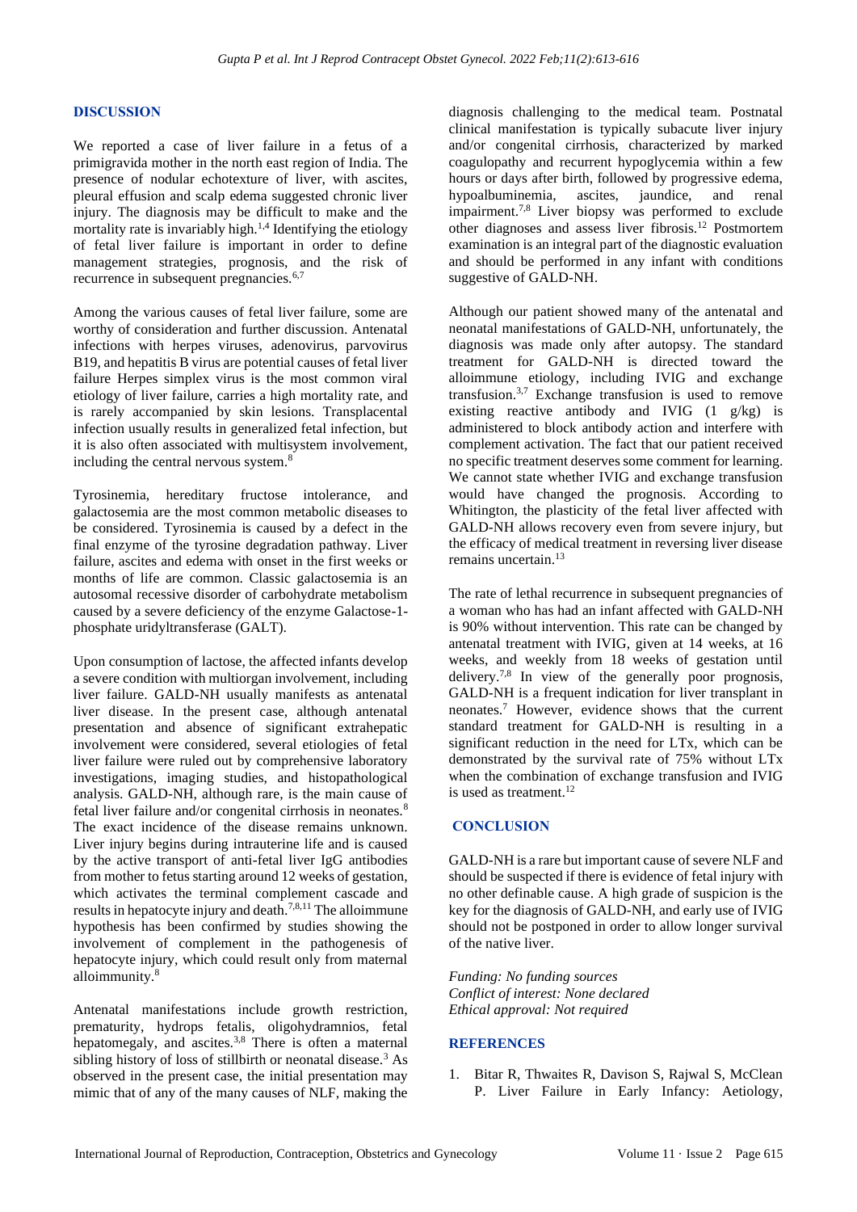## DISCUSSION

We reported a case of liver failure in a fetus of a primigravida mother in the north east region of India. The presence of nodular echotexture of liver, with ascites, pleural effusion and scalp edema suggested chronic liver injury. The diagnosis may be difficult to make and the mortality rate is invariably high.[1,4] Identifying the etiology of fetal liver failure is important in order to define management strategies, prognosis, and the risk of recurrence in subsequent pregnancies.[6,7]

Among the various causes of fetal liver failure, some are worthy of consideration and further discussion. Antenatal infections with herpes viruses, adenovirus, parvovirus B19, and hepatitis B virus are potential causes of fetal liver failure Herpes simplex virus is the most common viral etiology of liver failure, carries a high mortality rate, and is rarely accompanied by skin lesions. Transplacental infection usually results in generalized fetal infection, but it is also often associated with multisystem involvement, including the central nervous system.[8]

Tyrosinemia, hereditary fructose intolerance, and galactosemia are the most common metabolic diseases to be considered. Tyrosinemia is caused by a defect in the final enzyme of the tyrosine degradation pathway. Liver failure, ascites and edema with onset in the first weeks or months of life are common. Classic galactosemia is an autosomal recessive disorder of carbohydrate metabolism caused by a severe deficiency of the enzyme Galactose-1-phosphate uridyltransferase (GALT).

Upon consumption of lactose, the affected infants develop a severe condition with multiorgan involvement, including liver failure. GALD-NH usually manifests as antenatal liver disease. In the present case, although antenatal presentation and absence of significant extrahepatic involvement were considered, several etiologies of fetal liver failure were ruled out by comprehensive laboratory investigations, imaging studies, and histopathological analysis. GALD-NH, although rare, is the main cause of fetal liver failure and/or congenital cirrhosis in neonates.[8] The exact incidence of the disease remains unknown. Liver injury begins during intrauterine life and is caused by the active transport of anti-fetal liver IgG antibodies from mother to fetus starting around 12 weeks of gestation, which activates the terminal complement cascade and results in hepatocyte injury and death.[7,8,11] The alloimmune hypothesis has been confirmed by studies showing the involvement of complement in the pathogenesis of hepatocyte injury, which could result only from maternal alloimmunity.[8]

Antenatal manifestations include growth restriction, prematurity, hydrops fetalis, oligohydramnios, fetal hepatomegaly, and ascites.[3,8] There is often a maternal sibling history of loss of stillbirth or neonatal disease.[3] As observed in the present case, the initial presentation may mimic that of any of the many causes of NLF, making the diagnosis challenging to the medical team. Postnatal clinical manifestation is typically subacute liver injury and/or congenital cirrhosis, characterized by marked coagulopathy and recurrent hypoglycemia within a few hours or days after birth, followed by progressive edema, hypoalbuminemia, ascites, jaundice, and renal impairment.[7,8] Liver biopsy was performed to exclude other diagnoses and assess liver fibrosis.[12] Postmortem examination is an integral part of the diagnostic evaluation and should be performed in any infant with conditions suggestive of GALD-NH.

Although our patient showed many of the antenatal and neonatal manifestations of GALD-NH, unfortunately, the diagnosis was made only after autopsy. The standard treatment for GALD-NH is directed toward the alloimmune etiology, including IVIG and exchange transfusion.[3,7] Exchange transfusion is used to remove existing reactive antibody and IVIG (1 g/kg) is administered to block antibody action and interfere with complement activation. The fact that our patient received no specific treatment deserves some comment for learning. We cannot state whether IVIG and exchange transfusion would have changed the prognosis. According to Whitington, the plasticity of the fetal liver affected with GALD-NH allows recovery even from severe injury, but the efficacy of medical treatment in reversing liver disease remains uncertain.[13]

The rate of lethal recurrence in subsequent pregnancies of a woman who has had an infant affected with GALD-NH is 90% without intervention. This rate can be changed by antenatal treatment with IVIG, given at 14 weeks, at 16 weeks, and weekly from 18 weeks of gestation until delivery.[7,8] In view of the generally poor prognosis, GALD-NH is a frequent indication for liver transplant in neonates.[7] However, evidence shows that the current standard treatment for GALD-NH is resulting in a significant reduction in the need for LTx, which can be demonstrated by the survival rate of 75% without LTx when the combination of exchange transfusion and IVIG is used as treatment.[12]

## CONCLUSION

GALD-NH is a rare but important cause of severe NLF and should be suspected if there is evidence of fetal injury with no other definable cause. A high grade of suspicion is the key for the diagnosis of GALD-NH, and early use of IVIG should not be postponed in order to allow longer survival of the native liver.

*Funding: No funding sources*
*Conflict of interest: None declared*
*Ethical approval: Not required*

## REFERENCES

1. Bitar R, Thwaites R, Davison S, Rajwal S, McClean P. Liver Failure in Early Infancy: Aetiology,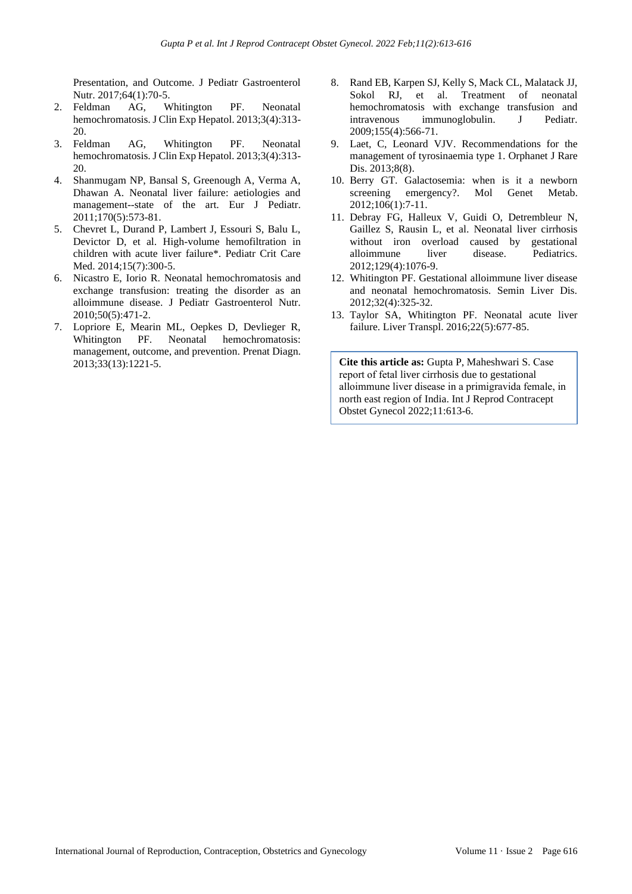Presentation, and Outcome. J Pediatr Gastroenterol Nutr. 2017;64(1):70-5.

2. Feldman AG, Whitington PF. Neonatal hemochromatosis. J Clin Exp Hepatol. 2013;3(4):313-20.
3. Feldman AG, Whitington PF. Neonatal hemochromatosis. J Clin Exp Hepatol. 2013;3(4):313-20.
4. Shanmugam NP, Bansal S, Greenough A, Verma A, Dhawan A. Neonatal liver failure: aetiologies and management--state of the art. Eur J Pediatr. 2011;170(5):573-81.
5. Chevret L, Durand P, Lambert J, Essouri S, Balu L, Devictor D, et al. High-volume hemofiltration in children with acute liver failure*. Pediatr Crit Care Med. 2014;15(7):300-5.
6. Nicastro E, Iorio R. Neonatal hemochromatosis and exchange transfusion: treating the disorder as an alloimmune disease. J Pediatr Gastroenterol Nutr. 2010;50(5):471-2.
7. Lopriore E, Mearin ML, Oepkes D, Devlieger R, Whitington PF. Neonatal hemochromatosis: management, outcome, and prevention. Prenat Diagn. 2013;33(13):1221-5.
8. Rand EB, Karpen SJ, Kelly S, Mack CL, Malatack JJ, Sokol RJ, et al. Treatment of neonatal hemochromatosis with exchange transfusion and intravenous immunoglobulin. J Pediatr. 2009;155(4):566-71.
9. Laet, C, Leonard VJV. Recommendations for the management of tyrosinaemia type 1. Orphanet J Rare Dis. 2013;8(8).
10. Berry GT. Galactosemia: when is it a newborn screening emergency?. Mol Genet Metab. 2012;106(1):7-11.
11. Debray FG, Halleux V, Guidi O, Detrembleur N, Gaillez S, Rausin L, et al. Neonatal liver cirrhosis without iron overload caused by gestational alloimmune liver disease. Pediatrics. 2012;129(4):1076-9.
12. Whitington PF. Gestational alloimmune liver disease and neonatal hemochromatosis. Semin Liver Dis. 2012;32(4):325-32.
13. Taylor SA, Whitington PF. Neonatal acute liver failure. Liver Transpl. 2016;22(5):677-85.

**Cite this article as:** Gupta P, Maheshwari S. Case report of fetal liver cirrhosis due to gestational alloimmune liver disease in a primigravida female, in north east region of India. Int J Reprod Contracept Obstet Gynecol 2022;11:613-6.